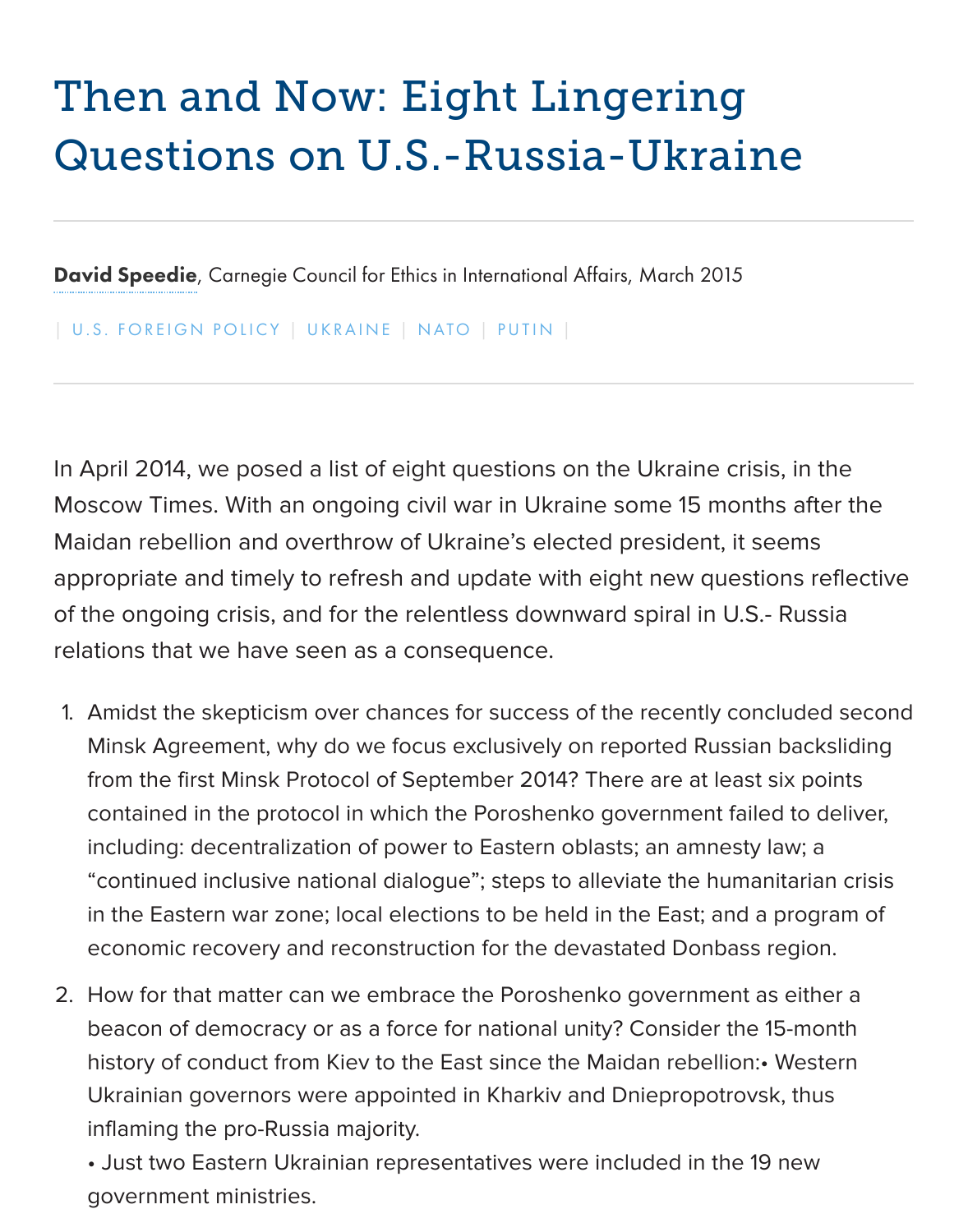# Then and Now: Eight Lingering Questions on U.S.-Russia-Ukraine

**David Speedie**, Carnegie Council for Ethics in International Affairs, March 2015

| U.S. FOREIGN POLICY | UKRAINE | NATO | PUTIN |

---

In April 2014, we posed a list of eight questions on the Ukraine crisis, in the Moscow Times. With an ongoing civil war in Ukraine some 15 months after the Maidan rebellion and overthrow of Ukraine's elected president, it seems appropriate and timely to refresh and update with eight new questions reflective of the ongoing crisis, and for the relentless downward spiral in U.S.- Russia relations that we have seen as a consequence.

1. Amidst the skepticism over chances for success of the recently concluded second Minsk Agreement, why do we focus exclusively on reported Russian backsliding from the first Minsk Protocol of September 2014? There are at least six points contained in the protocol in which the Poroshenko government failed to deliver, including: decentralization of power to Eastern oblasts; an amnesty law; a "continued inclusive national dialogue"; steps to alleviate the humanitarian crisis in the Eastern war zone; local elections to be held in the East; and a program of economic recovery and reconstruction for the devastated Donbass region.
2. How for that matter can we embrace the Poroshenko government as either a beacon of democracy or as a force for national unity? Consider the 15-month history of conduct from Kiev to the East since the Maidan rebellion:• Western Ukrainian governors were appointed in Kharkiv and Dniepropotrovsk, thus inflaming the pro-Russia majority.
   • Just two Eastern Ukrainian representatives were included in the 19 new government ministries.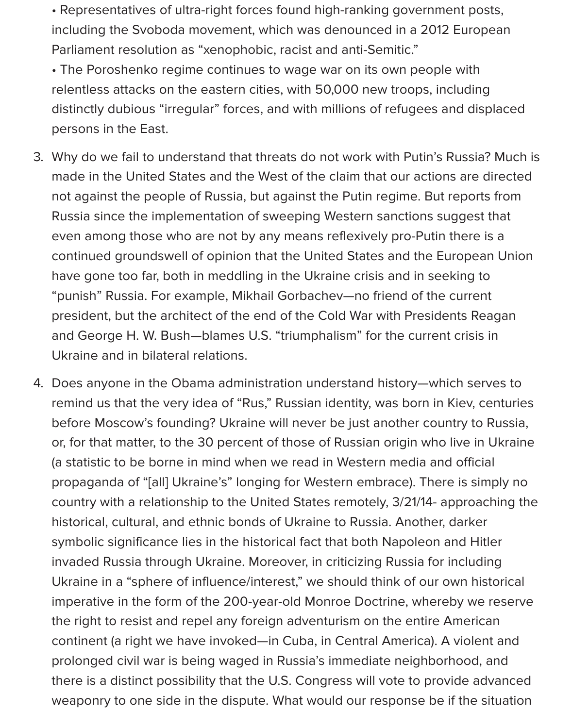- Representatives of ultra-right forces found high-ranking government posts, including the Svoboda movement, which was denounced in a 2012 European Parliament resolution as "xenophobic, racist and anti-Semitic."
- The Poroshenko regime continues to wage war on its own people with relentless attacks on the eastern cities, with 50,000 new troops, including distinctly dubious "irregular" forces, and with millions of refugees and displaced persons in the East.

3. Why do we fail to understand that threats do not work with Putin's Russia? Much is made in the United States and the West of the claim that our actions are directed not against the people of Russia, but against the Putin regime. But reports from Russia since the implementation of sweeping Western sanctions suggest that even among those who are not by any means reflexively pro-Putin there is a continued groundswell of opinion that the United States and the European Union have gone too far, both in meddling in the Ukraine crisis and in seeking to "punish" Russia. For example, Mikhail Gorbachev—no friend of the current president, but the architect of the end of the Cold War with Presidents Reagan and George H. W. Bush—blames U.S. "triumphalism" for the current crisis in Ukraine and in bilateral relations.

4. Does anyone in the Obama administration understand history—which serves to remind us that the very idea of "Rus," Russian identity, was born in Kiev, centuries before Moscow's founding? Ukraine will never be just another country to Russia, or, for that matter, to the 30 percent of those of Russian origin who live in Ukraine (a statistic to be borne in mind when we read in Western media and official propaganda of "[all] Ukraine's" longing for Western embrace). There is simply no country with a relationship to the United States remotely, 3/21/14- approaching the historical, cultural, and ethnic bonds of Ukraine to Russia. Another, darker symbolic significance lies in the historical fact that both Napoleon and Hitler invaded Russia through Ukraine. Moreover, in criticizing Russia for including Ukraine in a "sphere of influence/interest," we should think of our own historical imperative in the form of the 200-year-old Monroe Doctrine, whereby we reserve the right to resist and repel any foreign adventurism on the entire American continent (a right we have invoked—in Cuba, in Central America). A violent and prolonged civil war is being waged in Russia's immediate neighborhood, and there is a distinct possibility that the U.S. Congress will vote to provide advanced weaponry to one side in the dispute. What would our response be if the situation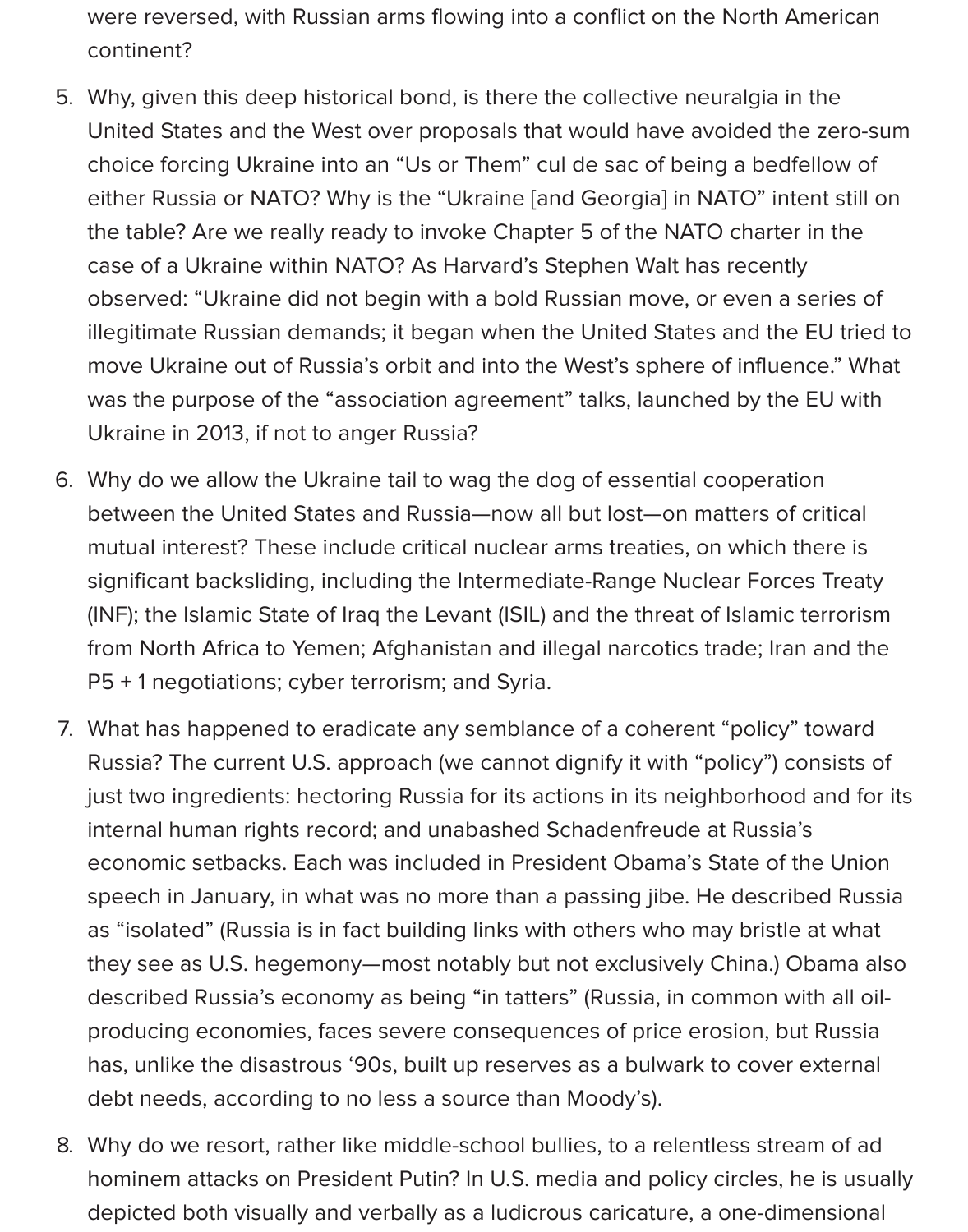were reversed, with Russian arms flowing into a conflict on the North American continent?

5. Why, given this deep historical bond, is there the collective neuralgia in the United States and the West over proposals that would have avoided the zero-sum choice forcing Ukraine into an "Us or Them" cul de sac of being a bedfellow of either Russia or NATO? Why is the "Ukraine [and Georgia] in NATO" intent still on the table? Are we really ready to invoke Chapter 5 of the NATO charter in the case of a Ukraine within NATO? As Harvard's Stephen Walt has recently observed: "Ukraine did not begin with a bold Russian move, or even a series of illegitimate Russian demands; it began when the United States and the EU tried to move Ukraine out of Russia's orbit and into the West's sphere of influence." What was the purpose of the "association agreement" talks, launched by the EU with Ukraine in 2013, if not to anger Russia?

6. Why do we allow the Ukraine tail to wag the dog of essential cooperation between the United States and Russia—now all but lost—on matters of critical mutual interest? These include critical nuclear arms treaties, on which there is significant backsliding, including the Intermediate-Range Nuclear Forces Treaty (INF); the Islamic State of Iraq the Levant (ISIL) and the threat of Islamic terrorism from North Africa to Yemen; Afghanistan and illegal narcotics trade; Iran and the P5 + 1 negotiations; cyber terrorism; and Syria.

7. What has happened to eradicate any semblance of a coherent "policy" toward Russia? The current U.S. approach (we cannot dignify it with "policy") consists of just two ingredients: hectoring Russia for its actions in its neighborhood and for its internal human rights record; and unabashed Schadenfreude at Russia's economic setbacks. Each was included in President Obama's State of the Union speech in January, in what was no more than a passing jibe. He described Russia as "isolated" (Russia is in fact building links with others who may bristle at what they see as U.S. hegemony—most notably but not exclusively China.) Obama also described Russia's economy as being "in tatters" (Russia, in common with all oil-producing economies, faces severe consequences of price erosion, but Russia has, unlike the disastrous '90s, built up reserves as a bulwark to cover external debt needs, according to no less a source than Moody's).

8. Why do we resort, rather like middle-school bullies, to a relentless stream of ad hominem attacks on President Putin? In U.S. media and policy circles, he is usually depicted both visually and verbally as a ludicrous caricature, a one-dimensional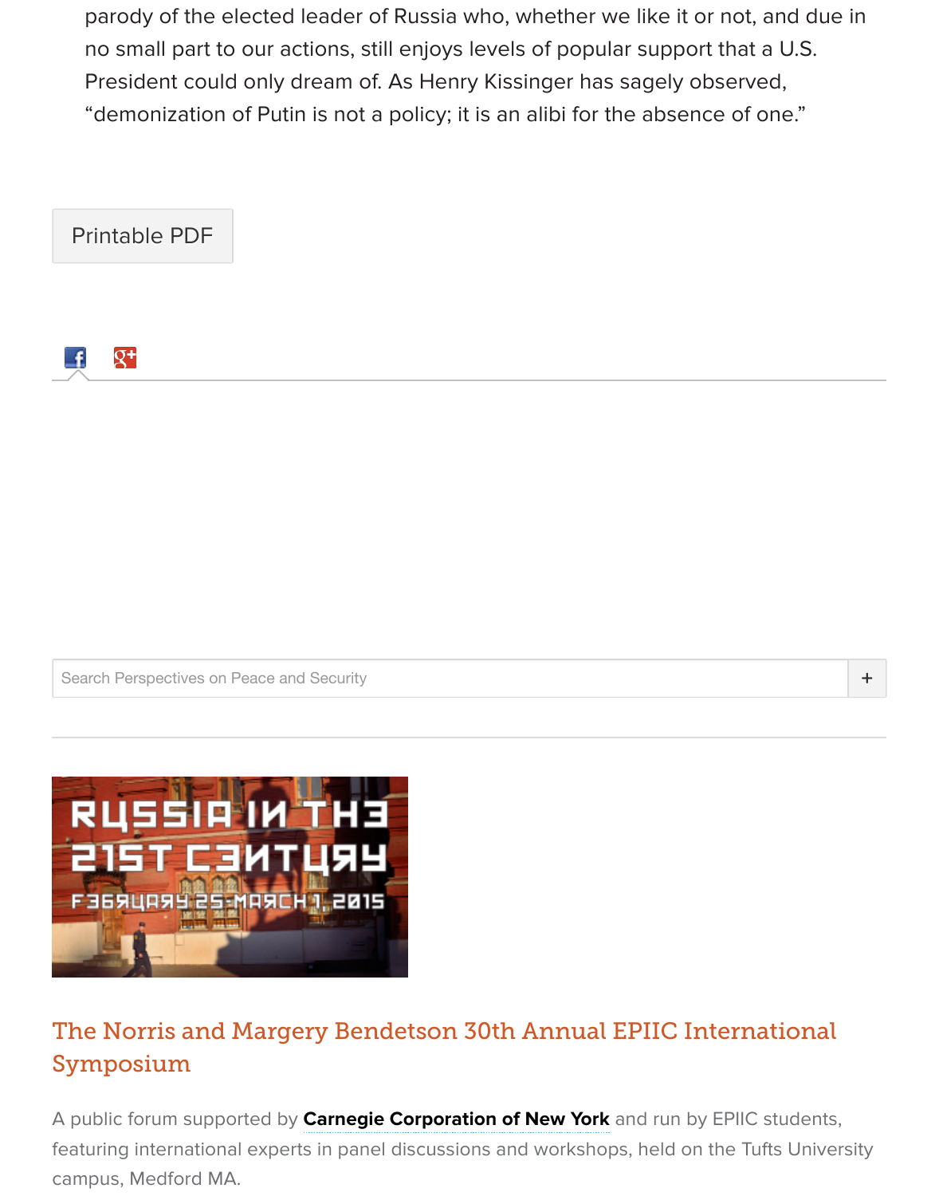parody of the elected leader of Russia who, whether we like it or not, and due in no small part to our actions, still enjoys levels of popular support that a U.S. President could only dream of. As Henry Kissinger has sagely observed, "demonization of Putin is not a policy; it is an alibi for the absence of one."

Printable PDF

Search Perspectives on Peace and Security

RUSSIA IN THE 21ST CENTURY

FEBRUARY 25-MARCH 1, 2015

## The Norris and Margery Bendetson 30th Annual EPIIC International Symposium

A public forum supported by **Carnegie Corporation of New York** and run by EPIIC students, featuring international experts in panel discussions and workshops, held on the Tufts University campus, Medford MA.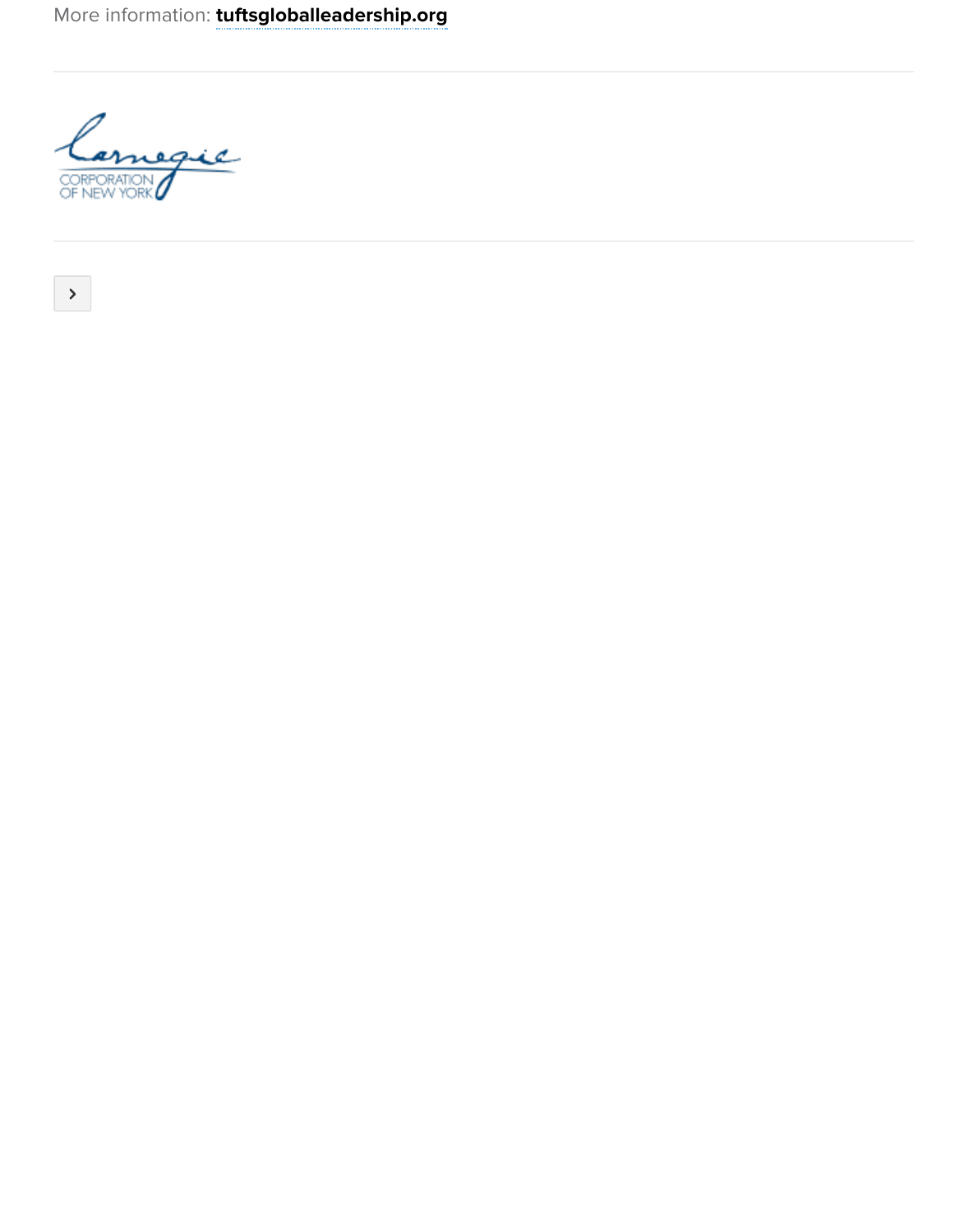More information: **tuftsgloballeadership.org**

---

---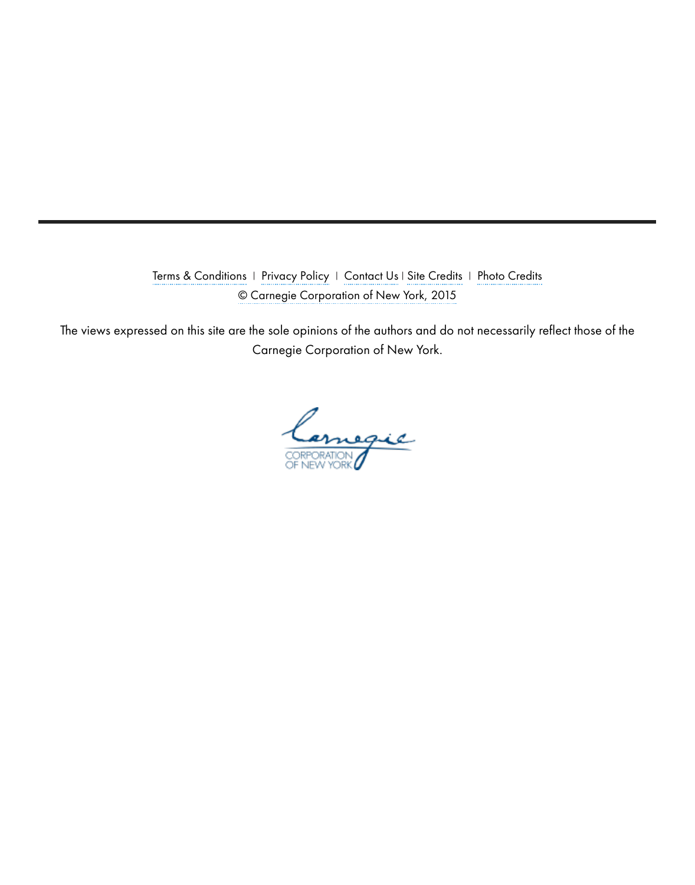---

Terms & Conditions | Privacy Policy | Contact Us | Site Credits | Photo Credits
© Carnegie Corporation of New York, 2015

The views expressed on this site are the sole opinions of the authors and do not necessarily reflect those of the Carnegie Corporation of New York.

Carnegie
CORPORATION
OF NEW YORK